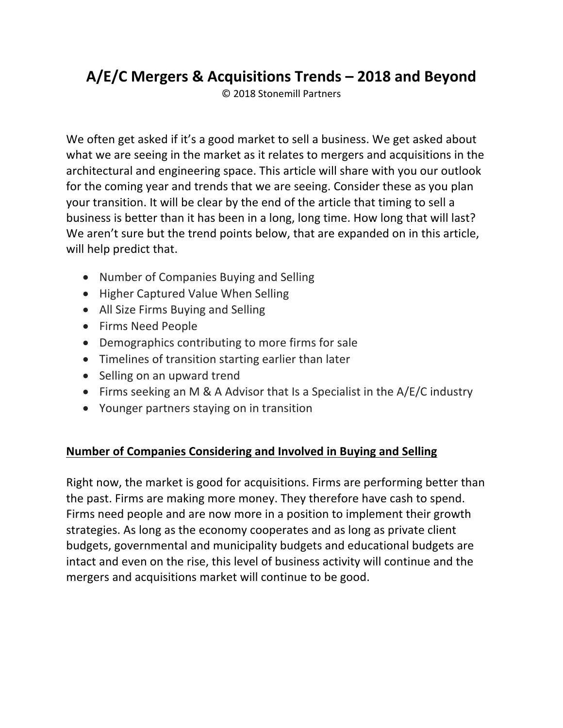# A/E/C Mergers & Acquisitions Trends – 2018 and Beyond

© 2018 Stonemill Partners

We often get asked if it's a good market to sell a business. We get asked about what we are seeing in the market as it relates to mergers and acquisitions in the architectural and engineering space. This article will share with you our outlook for the coming year and trends that we are seeing. Consider these as you plan your transition. It will be clear by the end of the article that timing to sell a business is better than it has been in a long, long time. How long that will last? We aren't sure but the trend points below, that are expanded on in this article, will help predict that.

- Number of Companies Buying and Selling
- Higher Captured Value When Selling
- All Size Firms Buying and Selling
- Firms Need People
- Demographics contributing to more firms for sale
- Timelines of transition starting earlier than later
- Selling on an upward trend
- Firms seeking an M & A Advisor that Is a Specialist in the A/E/C industry
- Younger partners staying on in transition

## Number of Companies Considering and Involved in Buying and Selling

Right now, the market is good for acquisitions. Firms are performing better than the past. Firms are making more money. They therefore have cash to spend. Firms need people and are now more in a position to implement their growth strategies. As long as the economy cooperates and as long as private client budgets, governmental and municipality budgets and educational budgets are intact and even on the rise, this level of business activity will continue and the mergers and acquisitions market will continue to be good.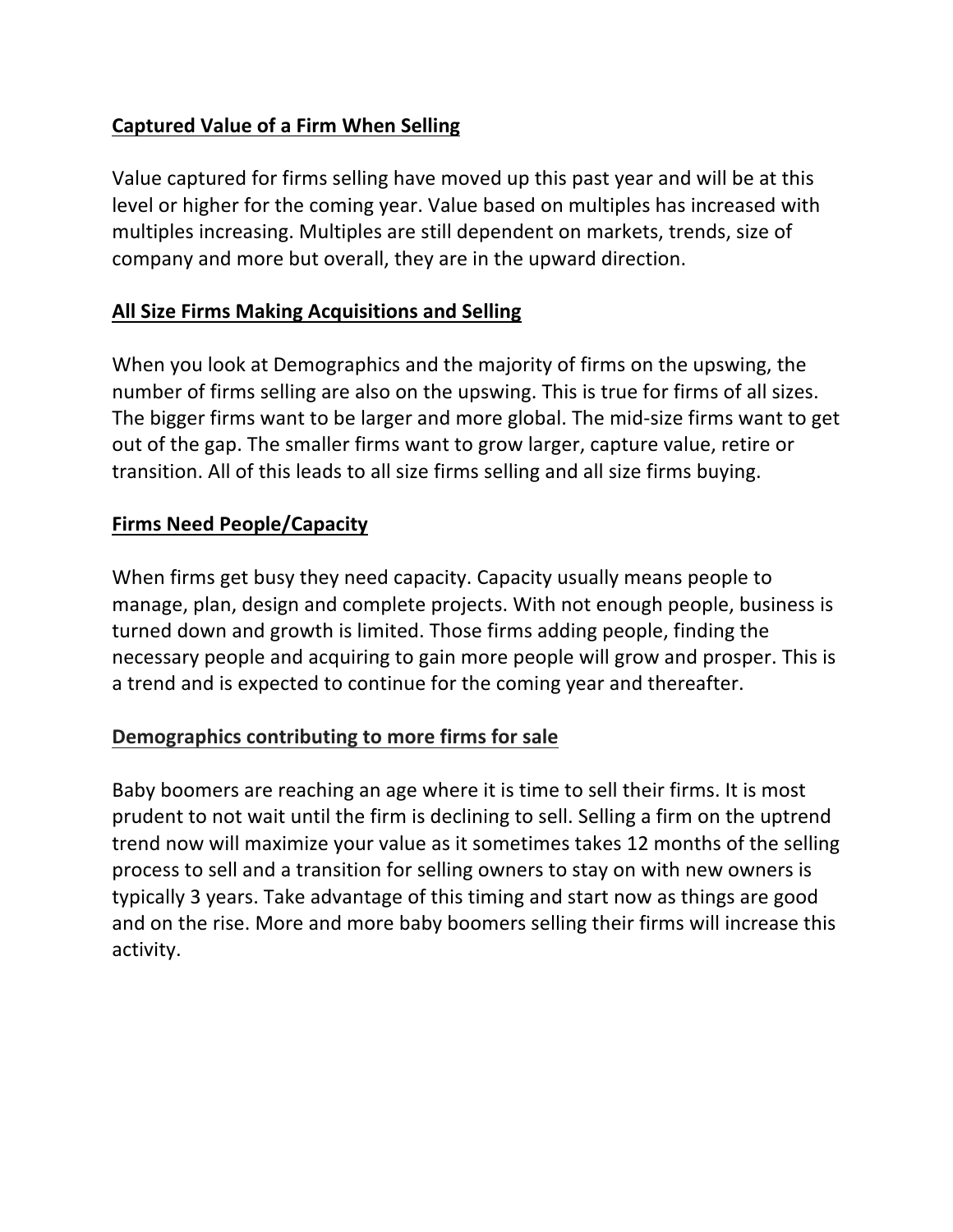**Captured Value of a Firm When Selling**

Value captured for firms selling have moved up this past year and will be at this level or higher for the coming year. Value based on multiples has increased with multiples increasing. Multiples are still dependent on markets, trends, size of company and more but overall, they are in the upward direction.

**All Size Firms Making Acquisitions and Selling**

When you look at Demographics and the majority of firms on the upswing, the number of firms selling are also on the upswing. This is true for firms of all sizes. The bigger firms want to be larger and more global. The mid-size firms want to get out of the gap. The smaller firms want to grow larger, capture value, retire or transition. All of this leads to all size firms selling and all size firms buying.

**Firms Need People/Capacity**

When firms get busy they need capacity. Capacity usually means people to manage, plan, design and complete projects. With not enough people, business is turned down and growth is limited. Those firms adding people, finding the necessary people and acquiring to gain more people will grow and prosper. This is a trend and is expected to continue for the coming year and thereafter.

**Demographics contributing to more firms for sale**

Baby boomers are reaching an age where it is time to sell their firms. It is most prudent to not wait until the firm is declining to sell. Selling a firm on the uptrend trend now will maximize your value as it sometimes takes 12 months of the selling process to sell and a transition for selling owners to stay on with new owners is typically 3 years. Take advantage of this timing and start now as things are good and on the rise. More and more baby boomers selling their firms will increase this activity.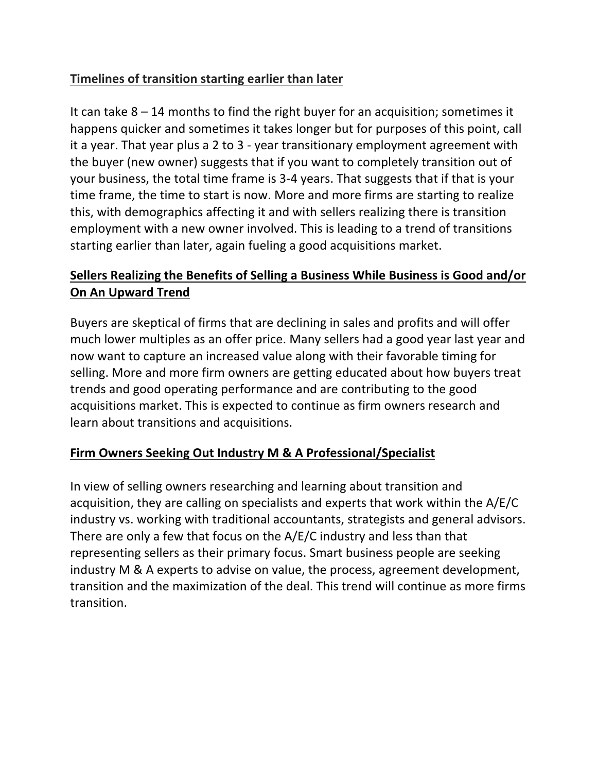**Timelines of transition starting earlier than later**

It can take 8 – 14 months to find the right buyer for an acquisition; sometimes it happens quicker and sometimes it takes longer but for purposes of this point, call it a year. That year plus a 2 to 3 - year transitionary employment agreement with the buyer (new owner) suggests that if you want to completely transition out of your business, the total time frame is 3-4 years. That suggests that if that is your time frame, the time to start is now. More and more firms are starting to realize this, with demographics affecting it and with sellers realizing there is transition employment with a new owner involved. This is leading to a trend of transitions starting earlier than later, again fueling a good acquisitions market.

**Sellers Realizing the Benefits of Selling a Business While Business is Good and/or On An Upward Trend**

Buyers are skeptical of firms that are declining in sales and profits and will offer much lower multiples as an offer price. Many sellers had a good year last year and now want to capture an increased value along with their favorable timing for selling. More and more firm owners are getting educated about how buyers treat trends and good operating performance and are contributing to the good acquisitions market. This is expected to continue as firm owners research and learn about transitions and acquisitions.

**Firm Owners Seeking Out Industry M & A Professional/Specialist**

In view of selling owners researching and learning about transition and acquisition, they are calling on specialists and experts that work within the A/E/C industry vs. working with traditional accountants, strategists and general advisors. There are only a few that focus on the A/E/C industry and less than that representing sellers as their primary focus. Smart business people are seeking industry M & A experts to advise on value, the process, agreement development, transition and the maximization of the deal. This trend will continue as more firms transition.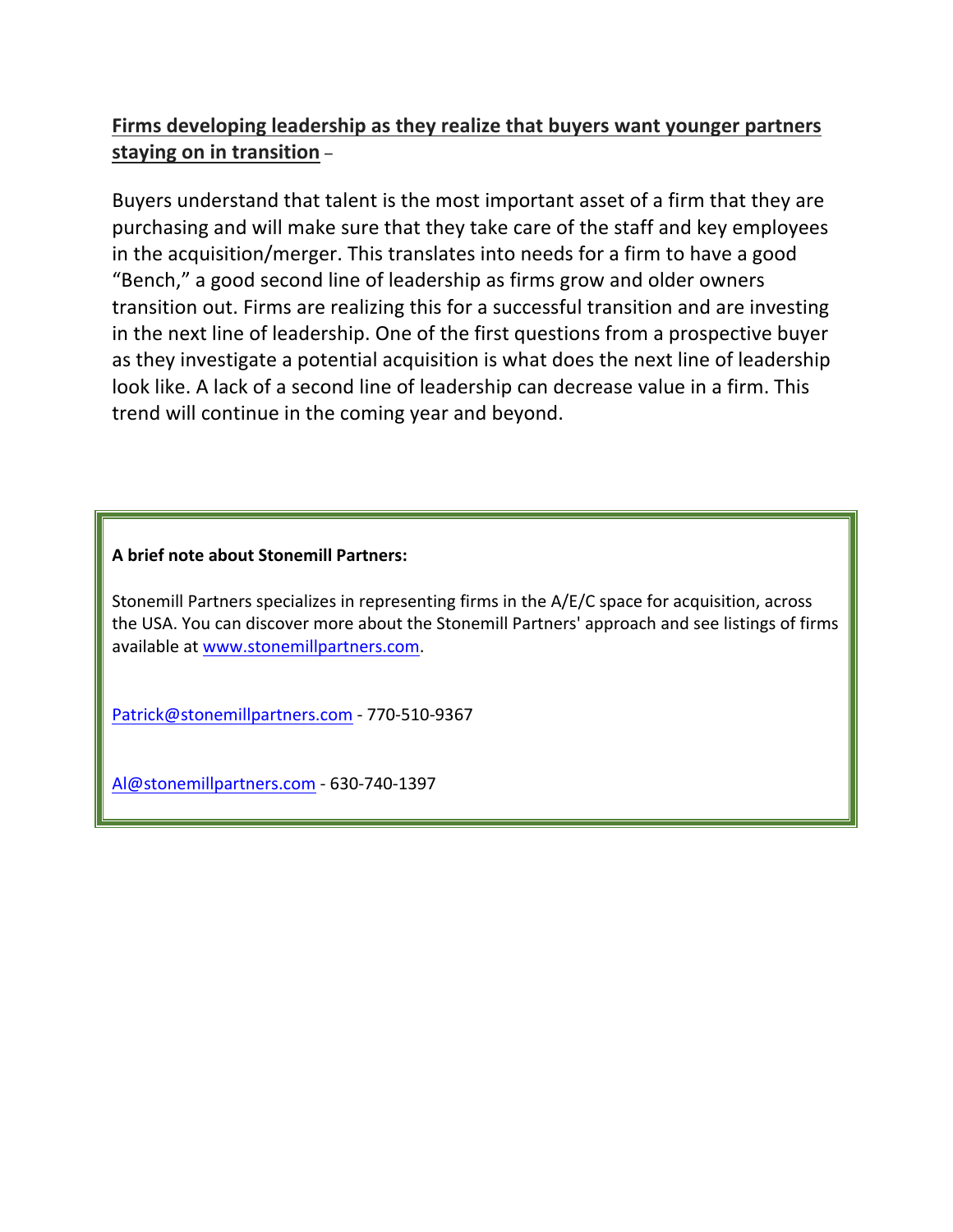**Firms developing leadership as they realize that buyers want younger partners staying on in transition** –

Buyers understand that talent is the most important asset of a firm that they are purchasing and will make sure that they take care of the staff and key employees in the acquisition/merger. This translates into needs for a firm to have a good "Bench," a good second line of leadership as firms grow and older owners transition out. Firms are realizing this for a successful transition and are investing in the next line of leadership. One of the first questions from a prospective buyer as they investigate a potential acquisition is what does the next line of leadership look like. A lack of a second line of leadership can decrease value in a firm. This trend will continue in the coming year and beyond.

**A brief note about Stonemill Partners:**

Stonemill Partners specializes in representing firms in the A/E/C space for acquisition, across the USA. You can discover more about the Stonemill Partners' approach and see listings of firms available at www.stonemillpartners.com.

Patrick@stonemillpartners.com - 770-510-9367

Al@stonemillpartners.com - 630-740-1397